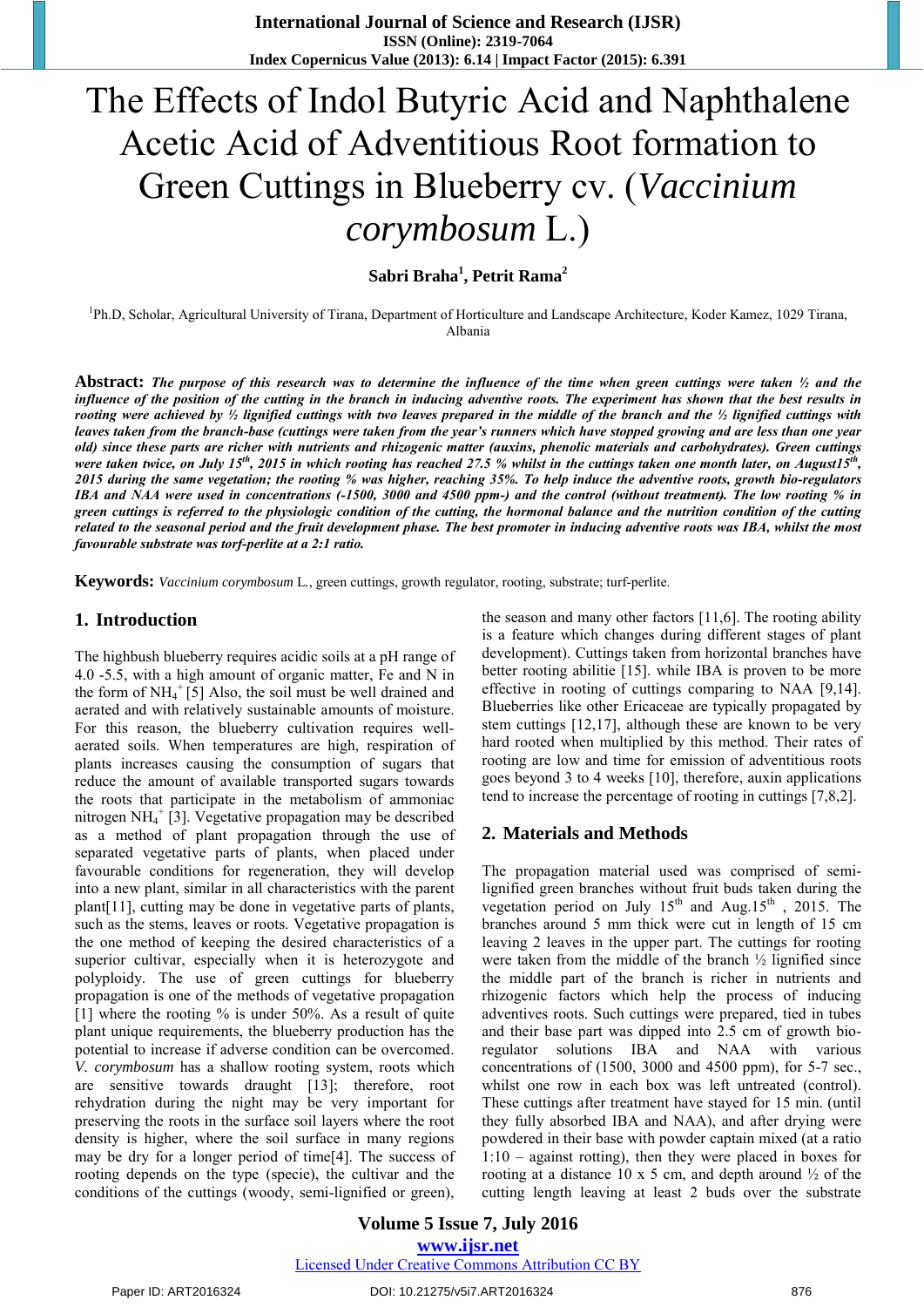# The Effects of Indol Butyric Acid and Naphthalene Acetic Acid of Adventitious Root formation to Green Cuttings in Blueberry cv. (*Vaccinium corymbosum* L.)

**Sabri Braha[1], Petrit Rama[2]**

[1]Ph.D, Scholar, Agricultural University of Tirana, Department of Horticulture and Landscape Architecture, Koder Kamez, 1029 Tirana, Albania

**Abstract:** ***The purpose of this research was to determine the influence of the time when green cuttings were taken ½ and the influence of the position of the cutting in the branch in inducing adventive roots. The experiment has shown that the best results in rooting were achieved by ½ lignified cuttings with two leaves prepared in the middle of the branch and the ½ lignified cuttings with leaves taken from the branch-base (cuttings were taken from the year's runners which have stopped growing and are less than one year old) since these parts are richer with nutrients and rhizogenic matter (auxins, phenolic materials and carbohydrates). Green cuttings were taken twice, on July 15th, 2015 in which rooting has reached 27.5 % whilst in the cuttings taken one month later, on August15th, 2015 during the same vegetation; the rooting % was higher, reaching 35%. To help induce the adventive roots, growth bio-regulators IBA and NAA were used in concentrations (-1500, 3000 and 4500 ppm-) and the control (without treatment). The low rooting % in green cuttings is referred to the physiologic condition of the cutting, the hormonal balance and the nutrition condition of the cutting related to the seasonal period and the fruit development phase. The best promoter in inducing adventive roots was IBA, whilst the most favourable substrate was torf-perlite at a 2:1 ratio.***

**Keywords:** *Vaccinium corymbosum* L., green cuttings, growth regulator, rooting, substrate; turf-perlite.

## 1. Introduction

The highbush blueberry requires acidic soils at a pH range of 4.0 -5.5, with a high amount of organic matter, Fe and N in the form of $NH_4^+$ [5] Also, the soil must be well drained and aerated and with relatively sustainable amounts of moisture. For this reason, the blueberry cultivation requires well-aerated soils. When temperatures are high, respiration of plants increases causing the consumption of sugars that reduce the amount of available transported sugars towards the roots that participate in the metabolism of ammoniac nitrogen $NH_4^+$ [3]. Vegetative propagation may be described as a method of plant propagation through the use of separated vegetative parts of plants, when placed under favourable conditions for regeneration, they will develop into a new plant, similar in all characteristics with the parent plant[11], cutting may be done in vegetative parts of plants, such as the stems, leaves or roots. Vegetative propagation is the one method of keeping the desired characteristics of a superior cultivar, especially when it is heterozygote and polyploidy. The use of green cuttings for blueberry propagation is one of the methods of vegetative propagation [1] where the rooting % is under 50%. As a result of quite plant unique requirements, the blueberry production has the potential to increase if adverse condition can be overcomed. *V. corymbosum* has a shallow rooting system, roots which are sensitive towards draught [13]; therefore, root rehydration during the night may be very important for preserving the roots in the surface soil layers where the root density is higher, where the soil surface in many regions may be dry for a longer period of time[4]. The success of rooting depends on the type (specie), the cultivar and the conditions of the cuttings (woody, semi-lignified or green), the season and many other factors [11,6]. The rooting ability is a feature which changes during different stages of plant development). Cuttings taken from horizontal branches have better rooting abilitie [15]. while IBA is proven to be more effective in rooting of cuttings comparing to NAA [9,14]. Blueberries like other Ericaceae are typically propagated by stem cuttings [12,17], although these are known to be very hard rooted when multiplied by this method. Their rates of rooting are low and time for emission of adventitious roots goes beyond 3 to 4 weeks [10], therefore, auxin applications tend to increase the percentage of rooting in cuttings [7,8,2].

## 2. Materials and Methods

The propagation material used was comprised of semi-lignified green branches without fruit buds taken during the vegetation period on July 15th and Aug.15th , 2015. The branches around 5 mm thick were cut in length of 15 cm leaving 2 leaves in the upper part. The cuttings for rooting were taken from the middle of the branch ½ lignified since the middle part of the branch is richer in nutrients and rhizogenic factors which help the process of inducing adventives roots. Such cuttings were prepared, tied in tubes and their base part was dipped into 2.5 cm of growth bio-regulator solutions IBA and NAA with various concentrations of (1500, 3000 and 4500 ppm), for 5-7 sec., whilst one row in each box was left untreated (control). These cuttings after treatment have stayed for 15 min. (until they fully absorbed IBA and NAA), and after drying were powdered in their base with powder captain mixed (at a ratio 1:10 – against rotting), then they were placed in boxes for rooting at a distance 10 x 5 cm, and depth around ½ of the cutting length leaving at least 2 buds over the substrate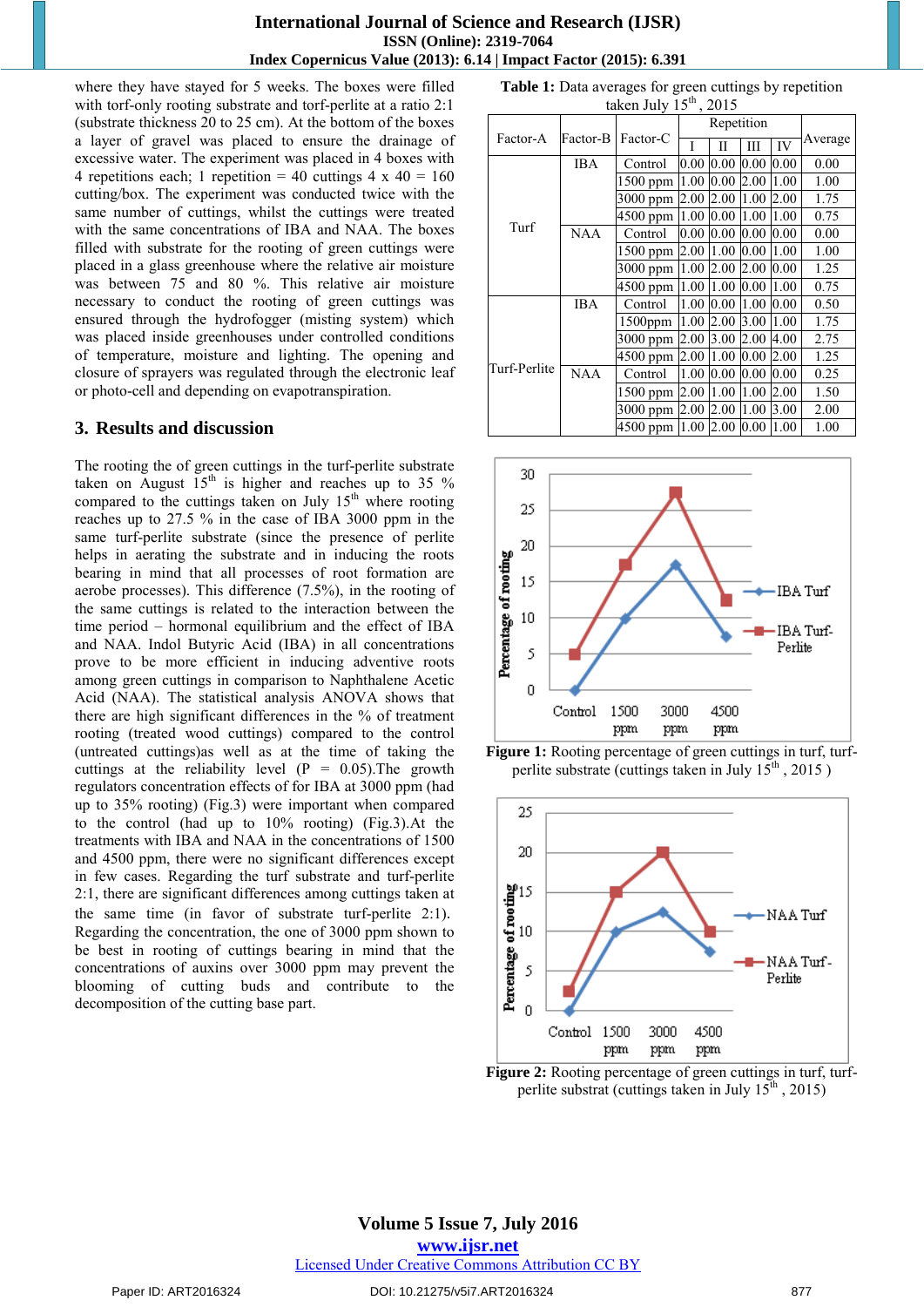where they have stayed for 5 weeks. The boxes were filled with torf-only rooting substrate and torf-perlite at a ratio 2:1 (substrate thickness 20 to 25 cm). At the bottom of the boxes a layer of gravel was placed to ensure the drainage of excessive water. The experiment was placed in 4 boxes with 4 repetitions each; 1 repetition = 40 cuttings 4 x 40 = 160 cutting/box. The experiment was conducted twice with the same number of cuttings, whilst the cuttings were treated with the same concentrations of IBA and NAA. The boxes filled with substrate for the rooting of green cuttings were placed in a glass greenhouse where the relative air moisture was between 75 and 80 %. This relative air moisture necessary to conduct the rooting of green cuttings was ensured through the hydrofogger (misting system) which was placed inside greenhouses under controlled conditions of temperature, moisture and lighting. The opening and closure of sprayers was regulated through the electronic leaf or photo-cell and depending on evapotranspiration.

## 3. Results and discussion

The rooting the of green cuttings in the turf-perlite substrate taken on August 15th is higher and reaches up to 35 % compared to the cuttings taken on July 15th where rooting reaches up to 27.5 % in the case of IBA 3000 ppm in the same turf-perlite substrate (since the presence of perlite helps in aerating the substrate and in inducing the roots bearing in mind that all processes of root formation are aerobe processes). This difference (7.5%), in the rooting of the same cuttings is related to the interaction between the time period – hormonal equilibrium and the effect of IBA and NAA. Indol Butyric Acid (IBA) in all concentrations prove to be more efficient in inducing adventive roots among green cuttings in comparison to Naphthalene Acetic Acid (NAA). The statistical analysis ANOVA shows that there are high significant differences in the % of treatment rooting (treated wood cuttings) compared to the control (untreated cuttings)as well as at the time of taking the cuttings at the reliability level ($P = 0.05$).The growth regulators concentration effects of for IBA at 3000 ppm (had up to 35% rooting) (Fig.3) were important when compared to the control (had up to 10% rooting) (Fig.3).At the treatments with IBA and NAA in the concentrations of 1500 and 4500 ppm, there were no significant differences except in few cases. Regarding the turf substrate and turf-perlite 2:1, there are significant differences among cuttings taken at the same time (in favor of substrate turf-perlite 2:1). Regarding the concentration, the one of 3000 ppm shown to be best in rooting of cuttings bearing in mind that the concentrations of auxins over 3000 ppm may prevent the blooming of cutting buds and contribute to the decomposition of the cutting base part.

**Table 1:** Data averages for green cuttings by repetition taken July 15th, 2015

| Factor-A | Factor-B | Factor-C | Repetition | | | | Average |
|---|---|---|---|---|---|---|---|
| | | | I | II | III | IV | |
| Turf | IBA | Control | 0.00 | 0.00 | 0.00 | 0.00 | 0.00 |
| | | 1500 ppm | 1.00 | 0.00 | 2.00 | 1.00 | 1.00 |
| | | 3000 ppm | 2.00 | 2.00 | 1.00 | 2.00 | 1.75 |
| | | 4500 ppm | 1.00 | 0.00 | 1.00 | 1.00 | 0.75 |
| | NAA | Control | 0.00 | 0.00 | 0.00 | 0.00 | 0.00 |
| | | 1500 ppm | 2.00 | 1.00 | 0.00 | 1.00 | 1.00 |
| | | 3000 ppm | 1.00 | 2.00 | 2.00 | 0.00 | 1.25 |
| | | 4500 ppm | 1.00 | 1.00 | 0.00 | 1.00 | 0.75 |
| Turf-Perlite | IBA | Control | 1.00 | 0.00 | 1.00 | 0.00 | 0.50 |
| | | 1500ppm | 1.00 | 2.00 | 3.00 | 1.00 | 1.75 |
| | | 3000 ppm | 2.00 | 3.00 | 2.00 | 4.00 | 2.75 |
| | | 4500 ppm | 2.00 | 1.00 | 0.00 | 2.00 | 1.25 |
| | NAA | Control | 1.00 | 0.00 | 0.00 | 0.00 | 0.25 |
| | | 1500 ppm | 2.00 | 1.00 | 1.00 | 2.00 | 1.50 |
| | | 3000 ppm | 2.00 | 2.00 | 1.00 | 3.00 | 2.00 |
| | | 4500 ppm | 1.00 | 2.00 | 0.00 | 1.00 | 1.00 |

**Figure 1:** Rooting percentage of green cuttings in turf, turf-perlite substrate (cuttings taken in July 15th, 2015 )

**Figure 2:** Rooting percentage of green cuttings in turf, turf-perlite substrat (cuttings taken in July 15th, 2015)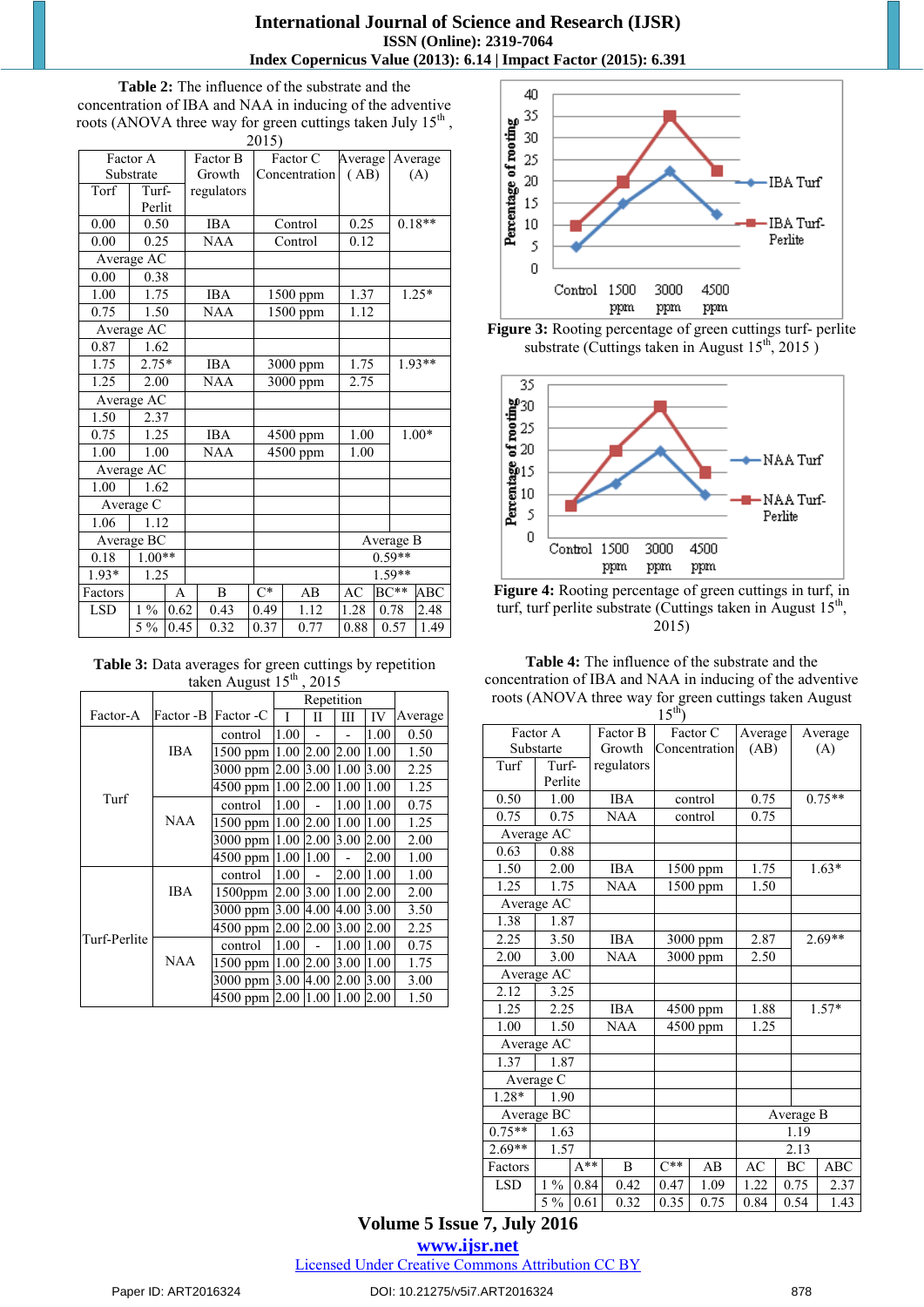**Table 2:** The influence of the substrate and the concentration of IBA and NAA in inducing of the adventive roots (ANOVA three way for green cuttings taken July 15th , 2015)

| Factor A Substrate | | Factor B Growth regulators | Factor C Concentration | Average ( AB) | Average (A) |
|---|---|---|---|---|---|
| Torf | Turf-Perlit | | | | |
| 0.00 | 0.50 | IBA | Control | 0.25 | 0.18** |
| 0.00 | 0.25 | NAA | Control | 0.12 | |
| Average AC | | | | | |
| 0.00 | 0.38 | | | | |
| 1.00 | 1.75 | IBA | 1500 ppm | 1.37 | 1.25* |
| 0.75 | 1.50 | NAA | 1500 ppm | 1.12 | |
| Average AC | | | | | |
| 0.87 | 1.62 | | | | |
| 1.75 | 2.75* | IBA | 3000 ppm | 1.75 | 1.93** |
| 1.25 | 2.00 | NAA | 3000 ppm | 2.75 | |
| Average AC | | | | | |
| 1.50 | 2.37 | | | | |
| 0.75 | 1.25 | IBA | 4500 ppm | 1.00 | 1.00* |
| 1.00 | 1.00 | NAA | 4500 ppm | 1.00 | |
| Average AC | | | | | |
| 1.00 | 1.62 | | | | |
| Average C | | | | | |
| 1.06 | 1.12 | | | | |
| Average BC | | | | Average B | |
| 0.18 | 1.00** | | | 0.59** | |
| 1.93* | 1.25 | | | 1.59** | |

| Factors | | A | B | C* | AB | AC | BC** | ABC |
|---|---|---|---|---|---|---|---|---|
| LSD | 1 % | 0.62 | 0.43 | 0.49 | 1.12 | 1.28 | 0.78 | 2.48 |
| | 5 % | 0.45 | 0.32 | 0.37 | 0.77 | 0.88 | 0.57 | 1.49 |

**Table 3:** Data averages for green cuttings by repetition taken August 15th , 2015

| Factor-A | Factor -B | Factor -C | Repetition | | | | Average |
|---|---|---|---|---|---|---|---|
| | | | I | II | III | IV | |
| Turf | IBA | control | 1.00 | - | - | 1.00 | 0.50 |
| | | 1500 ppm | 1.00 | 2.00 | 2.00 | 1.00 | 1.50 |
| | | 3000 ppm | 2.00 | 3.00 | 1.00 | 3.00 | 2.25 |
| | | 4500 ppm | 1.00 | 2.00 | 1.00 | 1.00 | 1.25 |
| | NAA | control | 1.00 | - | 1.00 | 1.00 | 0.75 |
| | | 1500 ppm | 1.00 | 2.00 | 1.00 | 1.00 | 1.25 |
| | | 3000 ppm | 1.00 | 2.00 | 3.00 | 2.00 | 2.00 |
| | | 4500 ppm | 1.00 | 1.00 | - | 2.00 | 1.00 |
| Turf-Perlite | IBA | control | 1.00 | - | 2.00 | 1.00 | 1.00 |
| | | 1500ppm | 2.00 | 3.00 | 1.00 | 2.00 | 2.00 |
| | | 3000 ppm | 3.00 | 4.00 | 4.00 | 3.00 | 3.50 |
| | | 4500 ppm | 2.00 | 2.00 | 3.00 | 2.00 | 2.25 |
| | NAA | control | 1.00 | - | 1.00 | 1.00 | 0.75 |
| | | 1500 ppm | 1.00 | 2.00 | 3.00 | 1.00 | 1.75 |
| | | 3000 ppm | 3.00 | 4.00 | 2.00 | 3.00 | 3.00 |
| | | 4500 ppm | 2.00 | 1.00 | 1.00 | 2.00 | 1.50 |

**Figure 3:** Rooting percentage of green cuttings turf- perlite substrate (Cuttings taken in August 15th, 2015 )

**Figure 4:** Rooting percentage of green cuttings in turf, in turf, turf perlite substrate (Cuttings taken in August 15th, 2015)

**Table 4:** The influence of the substrate and the concentration of IBA and NAA in inducing of the adventive roots (ANOVA three way for green cuttings taken August 15th)

| Factor A Substrate | | Factor B Growth regulators | Factor C Concentration | Average (AB) | Average (A) |
|---|---|---|---|---|---|
| Turf | Turf-Perlite | | | | |
| 0.50 | 1.00 | IBA | control | 0.75 | 0.75** |
| 0.75 | 0.75 | NAA | control | 0.75 | |
| Average AC | | | | | |
| 0.63 | 0.88 | | | | |
| 1.50 | 2.00 | IBA | 1500 ppm | 1.75 | 1.63* |
| 1.25 | 1.75 | NAA | 1500 ppm | 1.50 | |
| Average AC | | | | | |
| 1.38 | 1.87 | | | | |
| 2.25 | 3.50 | IBA | 3000 ppm | 2.87 | 2.69** |
| 2.00 | 3.00 | NAA | 3000 ppm | 2.50 | |
| Average AC | | | | | |
| 2.12 | 3.25 | | | | |
| 1.25 | 2.25 | IBA | 4500 ppm | 1.88 | 1.57* |
| 1.00 | 1.50 | NAA | 4500 ppm | 1.25 | |
| Average AC | | | | | |
| 1.37 | 1.87 | | | | |
| Average C | | | | | |
| 1.28* | 1.90 | | | | |
| Average BC | | | | Average B | |
| 0.75** | 1.63 | | | 1.19 | |
| 2.69** | 1.57 | | | 2.13 | |

| Factors | | A** | B | C** | AB | AC | BC | ABC |
|---|---|---|---|---|---|---|---|---|
| LSD | 1 % | 0.84 | 0.42 | 0.47 | 1.09 | 1.22 | 0.75 | 2.37 |
| | 5 % | 0.61 | 0.32 | 0.35 | 0.75 | 0.84 | 0.54 | 1.43 |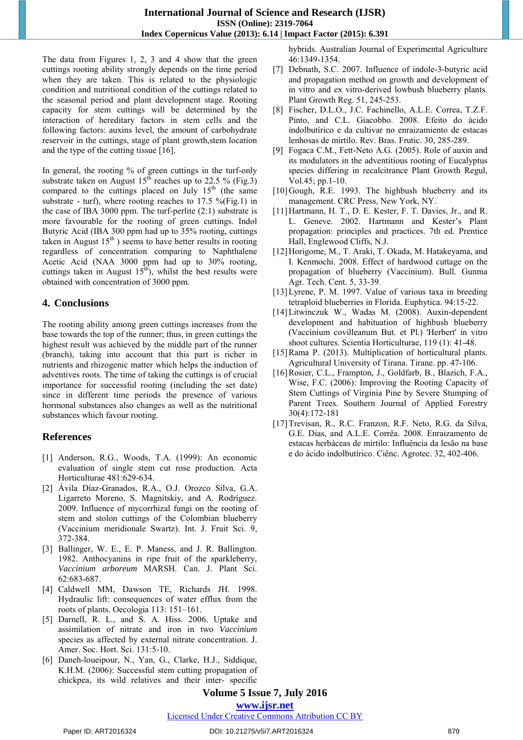The data from Figures 1, 2, 3 and 4 show that the green cuttings rooting ability strongly depends on the time period when they are taken. This is related to the physiologic condition and nutritional condition of the cuttings related to the seasonal period and plant development stage. Rooting capacity for stem cuttings will be determined by the interaction of hereditary factors in stem cells and the following factors: auxins level, the amount of carbohydrate reservoir in the cuttings, stage of plant growth,stem location and the type of the cutting tissue [16].

In general, the rooting % of green cuttings in the turf-only substrate taken on August 15th reaches up to 22.5 % (Fig.3) compared to the cuttings placed on July 15th (the same substrate - turf), where rooting reaches to 17.5 %(Fig.1) in the case of IBA 3000 ppm. The turf-perlite (2:1) substrate is more favourable for the rooting of green cuttings. Indol Butyric Acid (IBA 300 ppm had up to 35% rooting, cuttings taken in August 15th ) seems to have better results in rooting regardless of concentration comparing to Naphthalene Acetic Acid (NAA 3000 ppm had up to 30% rooting, cuttings taken in August 15th), whilst the best results were obtained with concentration of 3000 ppm.

## 4. Conclusions

The rooting ability among green cuttings increases from the base towards the top of the runner; thus, in green cuttings the highest result was achieved by the middle part of the runner (branch), taking into account that this part is richer in nutrients and rhizogenic matter which helps the induction of adventives roots. The time of taking the cuttings is of crucial importance for successful rooting (including the set date) since in different time periods the presence of various hormonal substances also changes as well as the nutritional substances which favour rooting.

## References

[1] Anderson, R.G., Woods, T.A. (1999): An economic evaluation of single stem cut rose production. Acta Horticulturae 481:629-634.

[2] Ávila Díaz-Granados, R.A., O.J. Orozco Silva, G.A. Ligarreto Moreno, S. Magnitskiy, and A. Rodríguez. 2009. Influence of mycorrhizal fungi on the rooting of stem and stolon cuttings of the Colombian blueberry (Vaccinium meridionale Swartz). Int. J. Fruit Sci. 9, 372-384.

[3] Ballinger, W. E., E. P. Maness, and J. R. Ballington. 1982. Anthocyanins in ripe fruit of the sparkleberry, *Vaccinium arboreum* MARSH. Can. J. Plant Sci. 62:683-687.

[4] Caldwell MM, Dawson TE, Richards JH. 1998. Hydraulic lift: consequences of water efflux from the roots of plants. Oecologia 113: 151–161.

[5] Darnell, R. L., and S. A. Hiss. 2006. Uptake and assimilation of nitrate and iron in two *Vaccinium* species as affected by external nitrate concentration. J. Amer. Soc. Hort. Sci. 131:5-10.

[6] Daneh-loueipour, N., Yan, G., Clarke, H.J., Siddique, K.H.M. (2006): Successful stem cutting propagation of chickpea, its wild relatives and their inter- specific hybrids. Australian Journal of Experimental Agriculture 46:1349-1354.

[7] Debnath, S.C. 2007. Influence of indole-3-butyric acid and propagation method on growth and development of in vitro and ex vitro-derived lowbush blueberry plants. Plant Growth Reg. 51, 245-253.

[8] Fischer, D.L.O., J.C. Fachinello, A.L.E. Correa, T.Z.F. Pinto, and C.L. Giacobbo. 2008. Efeito do ácido indolbutírico e da cultivar no enraizamento de estacas lenhosas de mirtilo. Rev. Bras. Frutic. 30, 285-289.

[9] Fogaca C.M., Fett-Neto A.G. (2005). Role of auxin and its modulators in the adventitious rooting of Eucalyptus species differing in recalcitrance Plant Growth Regul, Vol.45; pp.1-10.

[10] Gough, R.E. 1993. The highbush blueberry and its management. CRC Press, New York, NY.

[11] Hartmann, H. T., D. E. Kester, F. T. Davies, Jr., and R. L. Geneve. 2002. Hartmann and Kester's Plant propagation: principles and practices. 7th ed. Prentice Hall, Englewood Cliffs, N.J.

[12] Horigome, M., T. Araki, T. Okada, M. Hatakeyama, and I. Kenmochi. 2008. Effect of hardwood cuttage on the propagation of blueberry (Vaccinium). Bull. Gunma Agr. Tech. Cent. 5, 33-39.

[13] Lyrene, P. M. 1997. Value of various taxa in breeding tetraploid blueberries in Florida. Euphytica. 94:15-22.

[14] Litwinczuk W., Wadas M. (2008). Auxin-dependent development and habituation of highbush blueberry (Vaccinium covilleanum But. et Pl.) 'Herbert' in vitro shoot cultures. Scientia Horticulturae, 119 (1): 41-48.

[15] Rama P. (2013). Multiplication of horticultural plants. Agricultural University of Tirana. Tirane. pp. 47-106.

[16] Rosier, C.L., Frampton, J., Goldfarb, B., Blazich, F.A., Wise, F.C. (2006): Improving the Rooting Capacity of Stem Cuttings of Virginia Pine by Severe Stumping of Parent Trees. Southern Journal of Applied Forestry 30(4):172-181

[17] Trevisan, R., R.C. Franzon, R.F. Neto, R.G. da Silva, G.E. Dias, and A.L.E. Corrêa. 2008. Enraizamento de estacas herbáceas de mirtilo: Influência da lesão na base e do ácido indolbutírico. Ciênc. Agrotec. 32, 402-406.